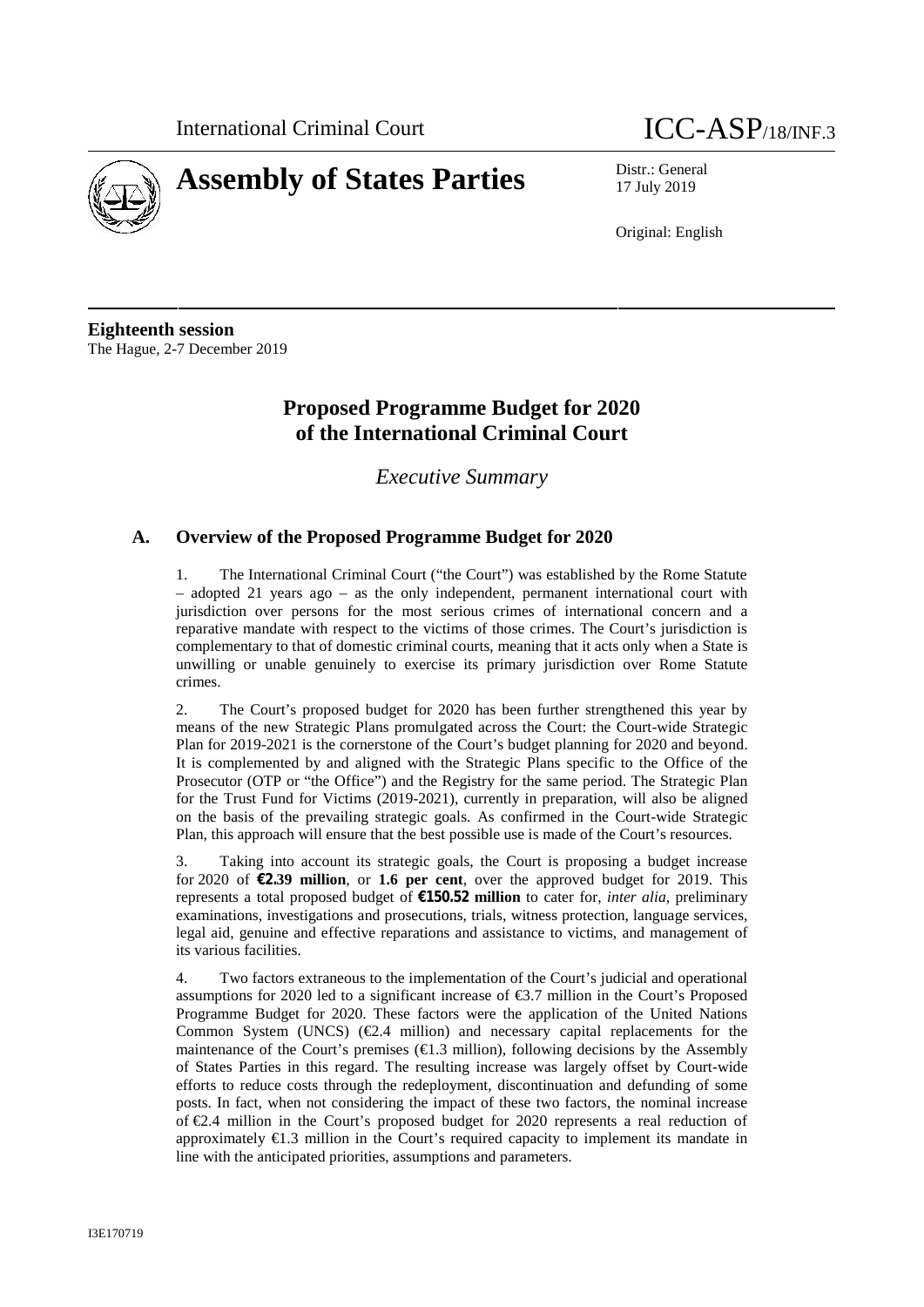International Criminal Court

# ICC-ASP/18/INF.3

# Assembly of States Parties

Distr.: General
17 July 2019

Original: English

**Eighteenth session**
The Hague, 2-7 December 2019

## Proposed Programme Budget for 2020 of the International Criminal Court

*Executive Summary*

### A. Overview of the Proposed Programme Budget for 2020

1. The International Criminal Court ("the Court") was established by the Rome Statute – adopted 21 years ago – as the only independent, permanent international court with jurisdiction over persons for the most serious crimes of international concern and a reparative mandate with respect to the victims of those crimes. The Court's jurisdiction is complementary to that of domestic criminal courts, meaning that it acts only when a State is unwilling or unable genuinely to exercise its primary jurisdiction over Rome Statute crimes.

2. The Court's proposed budget for 2020 has been further strengthened this year by means of the new Strategic Plans promulgated across the Court: the Court-wide Strategic Plan for 2019-2021 is the cornerstone of the Court's budget planning for 2020 and beyond. It is complemented by and aligned with the Strategic Plans specific to the Office of the Prosecutor (OTP or "the Office") and the Registry for the same period. The Strategic Plan for the Trust Fund for Victims (2019-2021), currently in preparation, will also be aligned on the basis of the prevailing strategic goals. As confirmed in the Court-wide Strategic Plan, this approach will ensure that the best possible use is made of the Court's resources.

3. Taking into account its strategic goals, the Court is proposing a budget increase for 2020 of **€2.39 million**, or **1.6 per cent**, over the approved budget for 2019. This represents a total proposed budget of **€150.52 million** to cater for, *inter alia*, preliminary examinations, investigations and prosecutions, trials, witness protection, language services, legal aid, genuine and effective reparations and assistance to victims, and management of its various facilities.

4. Two factors extraneous to the implementation of the Court's judicial and operational assumptions for 2020 led to a significant increase of €3.7 million in the Court's Proposed Programme Budget for 2020. These factors were the application of the United Nations Common System (UNCS) (€2.4 million) and necessary capital replacements for the maintenance of the Court's premises (€1.3 million), following decisions by the Assembly of States Parties in this regard. The resulting increase was largely offset by Court-wide efforts to reduce costs through the redeployment, discontinuation and defunding of some posts. In fact, when not considering the impact of these two factors, the nominal increase of €2.4 million in the Court's proposed budget for 2020 represents a real reduction of approximately €1.3 million in the Court's required capacity to implement its mandate in line with the anticipated priorities, assumptions and parameters.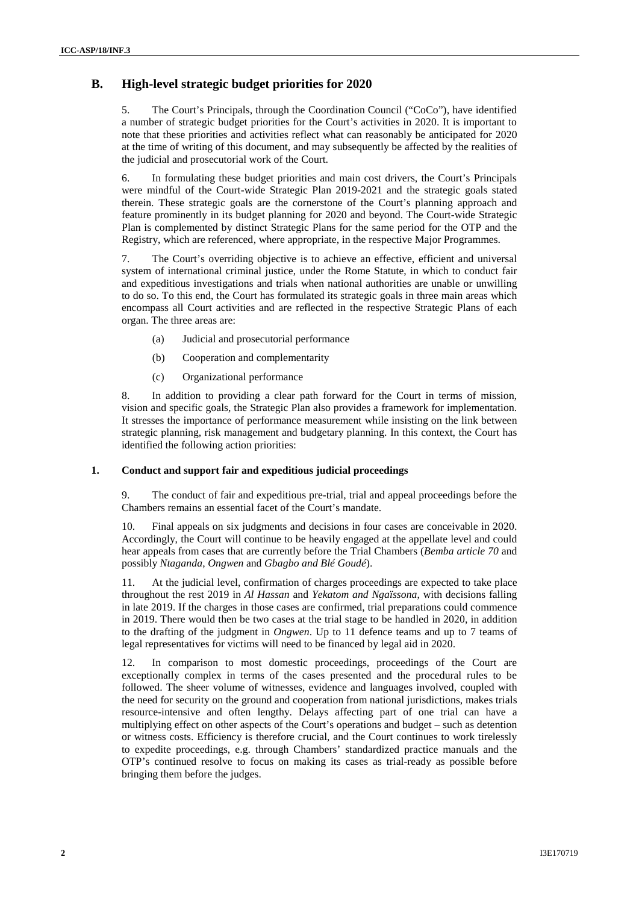## B. High-level strategic budget priorities for 2020

5. The Court's Principals, through the Coordination Council ("CoCo"), have identified a number of strategic budget priorities for the Court's activities in 2020. It is important to note that these priorities and activities reflect what can reasonably be anticipated for 2020 at the time of writing of this document, and may subsequently be affected by the realities of the judicial and prosecutorial work of the Court.

6. In formulating these budget priorities and main cost drivers, the Court's Principals were mindful of the Court-wide Strategic Plan 2019-2021 and the strategic goals stated therein. These strategic goals are the cornerstone of the Court's planning approach and feature prominently in its budget planning for 2020 and beyond. The Court-wide Strategic Plan is complemented by distinct Strategic Plans for the same period for the OTP and the Registry, which are referenced, where appropriate, in the respective Major Programmes.

7. The Court's overriding objective is to achieve an effective, efficient and universal system of international criminal justice, under the Rome Statute, in which to conduct fair and expeditious investigations and trials when national authorities are unable or unwilling to do so. To this end, the Court has formulated its strategic goals in three main areas which encompass all Court activities and are reflected in the respective Strategic Plans of each organ. The three areas are:

(a) Judicial and prosecutorial performance

(b) Cooperation and complementarity

(c) Organizational performance

8. In addition to providing a clear path forward for the Court in terms of mission, vision and specific goals, the Strategic Plan also provides a framework for implementation. It stresses the importance of performance measurement while insisting on the link between strategic planning, risk management and budgetary planning. In this context, the Court has identified the following action priorities:

### 1. Conduct and support fair and expeditious judicial proceedings

9. The conduct of fair and expeditious pre-trial, trial and appeal proceedings before the Chambers remains an essential facet of the Court's mandate.

10. Final appeals on six judgments and decisions in four cases are conceivable in 2020. Accordingly, the Court will continue to be heavily engaged at the appellate level and could hear appeals from cases that are currently before the Trial Chambers (*Bemba article 70* and possibly *Ntaganda*, *Ongwen* and *Gbagbo and Blé Goudé*).

11. At the judicial level, confirmation of charges proceedings are expected to take place throughout the rest 2019 in *Al Hassan* and *Yekatom and Ngaïssona*, with decisions falling in late 2019. If the charges in those cases are confirmed, trial preparations could commence in 2019. There would then be two cases at the trial stage to be handled in 2020, in addition to the drafting of the judgment in *Ongwen*. Up to 11 defence teams and up to 7 teams of legal representatives for victims will need to be financed by legal aid in 2020.

12. In comparison to most domestic proceedings, proceedings of the Court are exceptionally complex in terms of the cases presented and the procedural rules to be followed. The sheer volume of witnesses, evidence and languages involved, coupled with the need for security on the ground and cooperation from national jurisdictions, makes trials resource-intensive and often lengthy. Delays affecting part of one trial can have a multiplying effect on other aspects of the Court's operations and budget – such as detention or witness costs. Efficiency is therefore crucial, and the Court continues to work tirelessly to expedite proceedings, e.g. through Chambers' standardized practice manuals and the OTP's continued resolve to focus on making its cases as trial-ready as possible before bringing them before the judges.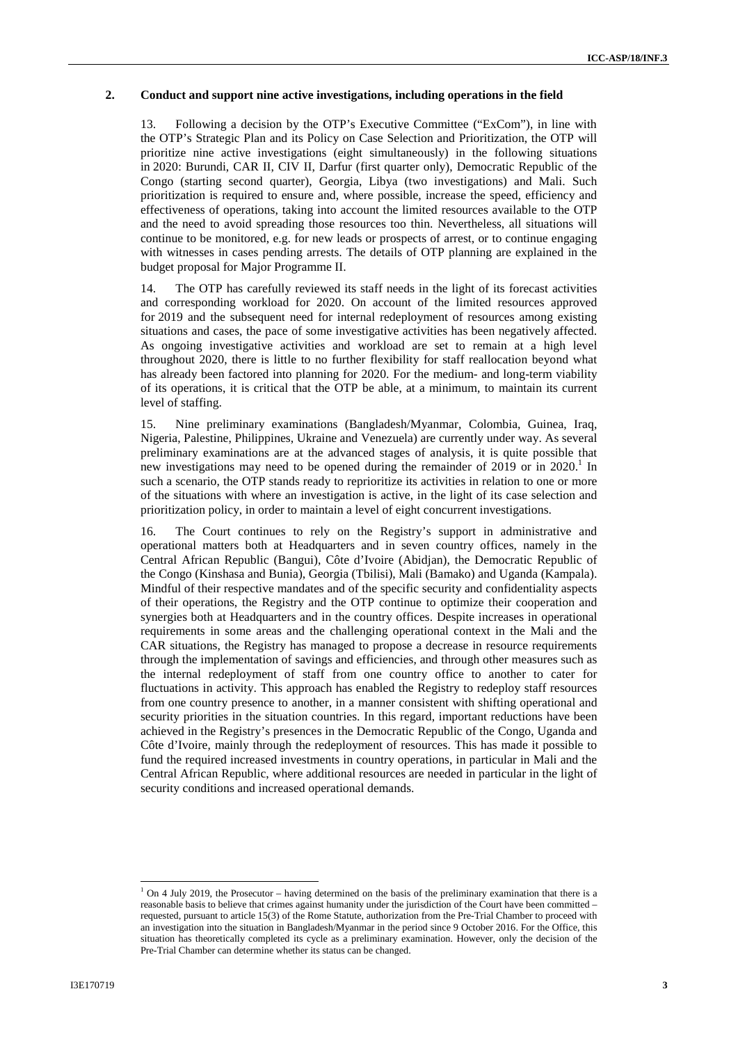## 2. Conduct and support nine active investigations, including operations in the field

13. Following a decision by the OTP's Executive Committee ("ExCom"), in line with the OTP's Strategic Plan and its Policy on Case Selection and Prioritization, the OTP will prioritize nine active investigations (eight simultaneously) in the following situations in 2020: Burundi, CAR II, CIV II, Darfur (first quarter only), Democratic Republic of the Congo (starting second quarter), Georgia, Libya (two investigations) and Mali. Such prioritization is required to ensure and, where possible, increase the speed, efficiency and effectiveness of operations, taking into account the limited resources available to the OTP and the need to avoid spreading those resources too thin. Nevertheless, all situations will continue to be monitored, e.g. for new leads or prospects of arrest, or to continue engaging with witnesses in cases pending arrests. The details of OTP planning are explained in the budget proposal for Major Programme II.

14. The OTP has carefully reviewed its staff needs in the light of its forecast activities and corresponding workload for 2020. On account of the limited resources approved for 2019 and the subsequent need for internal redeployment of resources among existing situations and cases, the pace of some investigative activities has been negatively affected. As ongoing investigative activities and workload are set to remain at a high level throughout 2020, there is little to no further flexibility for staff reallocation beyond what has already been factored into planning for 2020. For the medium- and long-term viability of its operations, it is critical that the OTP be able, at a minimum, to maintain its current level of staffing.

15. Nine preliminary examinations (Bangladesh/Myanmar, Colombia, Guinea, Iraq, Nigeria, Palestine, Philippines, Ukraine and Venezuela) are currently under way. As several preliminary examinations are at the advanced stages of analysis, it is quite possible that new investigations may need to be opened during the remainder of 2019 or in 2020.[1] In such a scenario, the OTP stands ready to reprioritize its activities in relation to one or more of the situations with where an investigation is active, in the light of its case selection and prioritization policy, in order to maintain a level of eight concurrent investigations.

16. The Court continues to rely on the Registry's support in administrative and operational matters both at Headquarters and in seven country offices, namely in the Central African Republic (Bangui), Côte d'Ivoire (Abidjan), the Democratic Republic of the Congo (Kinshasa and Bunia), Georgia (Tbilisi), Mali (Bamako) and Uganda (Kampala). Mindful of their respective mandates and of the specific security and confidentiality aspects of their operations, the Registry and the OTP continue to optimize their cooperation and synergies both at Headquarters and in the country offices. Despite increases in operational requirements in some areas and the challenging operational context in the Mali and the CAR situations, the Registry has managed to propose a decrease in resource requirements through the implementation of savings and efficiencies, and through other measures such as the internal redeployment of staff from one country office to another to cater for fluctuations in activity. This approach has enabled the Registry to redeploy staff resources from one country presence to another, in a manner consistent with shifting operational and security priorities in the situation countries. In this regard, important reductions have been achieved in the Registry's presences in the Democratic Republic of the Congo, Uganda and Côte d'Ivoire, mainly through the redeployment of resources. This has made it possible to fund the required increased investments in country operations, in particular in Mali and the Central African Republic, where additional resources are needed in particular in the light of security conditions and increased operational demands.

[1] On 4 July 2019, the Prosecutor – having determined on the basis of the preliminary examination that there is a reasonable basis to believe that crimes against humanity under the jurisdiction of the Court have been committed – requested, pursuant to article 15(3) of the Rome Statute, authorization from the Pre-Trial Chamber to proceed with an investigation into the situation in Bangladesh/Myanmar in the period since 9 October 2016. For the Office, this situation has theoretically completed its cycle as a preliminary examination. However, only the decision of the Pre-Trial Chamber can determine whether its status can be changed.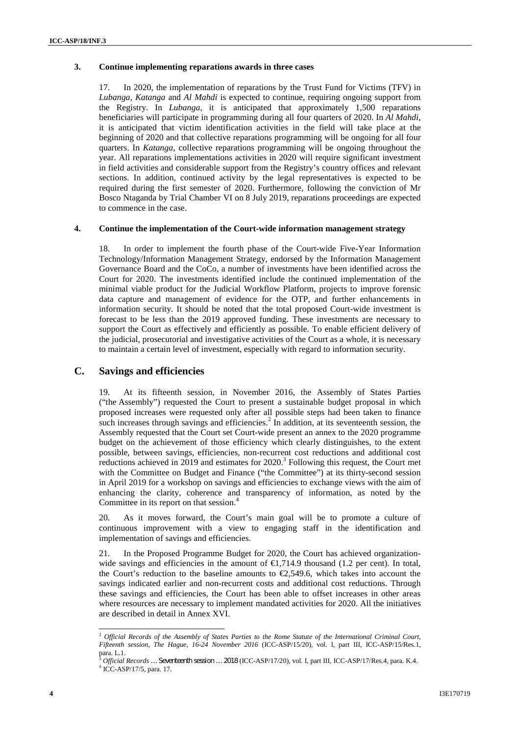### 3. Continue implementing reparations awards in three cases

17. In 2020, the implementation of reparations by the Trust Fund for Victims (TFV) in *Lubanga*, *Katanga* and *Al Mahdi* is expected to continue, requiring ongoing support from the Registry. In *Lubanga*, it is anticipated that approximately 1,500 reparations beneficiaries will participate in programming during all four quarters of 2020. In *Al Mahdi*, it is anticipated that victim identification activities in the field will take place at the beginning of 2020 and that collective reparations programming will be ongoing for all four quarters. In *Katanga*, collective reparations programming will be ongoing throughout the year. All reparations implementations activities in 2020 will require significant investment in field activities and considerable support from the Registry's country offices and relevant sections. In addition, continued activity by the legal representatives is expected to be required during the first semester of 2020. Furthermore, following the conviction of Mr Bosco Ntaganda by Trial Chamber VI on 8 July 2019, reparations proceedings are expected to commence in the case.

### 4. Continue the implementation of the Court-wide information management strategy

18. In order to implement the fourth phase of the Court-wide Five-Year Information Technology/Information Management Strategy, endorsed by the Information Management Governance Board and the CoCo, a number of investments have been identified across the Court for 2020. The investments identified include the continued implementation of the minimal viable product for the Judicial Workflow Platform, projects to improve forensic data capture and management of evidence for the OTP, and further enhancements in information security. It should be noted that the total proposed Court-wide investment is forecast to be less than the 2019 approved funding. These investments are necessary to support the Court as effectively and efficiently as possible. To enable efficient delivery of the judicial, prosecutorial and investigative activities of the Court as a whole, it is necessary to maintain a certain level of investment, especially with regard to information security.

## C. Savings and efficiencies

19. At its fifteenth session, in November 2016, the Assembly of States Parties ("the Assembly") requested the Court to present a sustainable budget proposal in which proposed increases were requested only after all possible steps had been taken to finance such increases through savings and efficiencies.[2] In addition, at its seventeenth session, the Assembly requested that the Court set Court-wide present an annex to the 2020 programme budget on the achievement of those efficiency which clearly distinguishes, to the extent possible, between savings, efficiencies, non-recurrent cost reductions and additional cost reductions achieved in 2019 and estimates for 2020.[3] Following this request, the Court met with the Committee on Budget and Finance ("the Committee") at its thirty-second session in April 2019 for a workshop on savings and efficiencies to exchange views with the aim of enhancing the clarity, coherence and transparency of information, as noted by the Committee in its report on that session.[4]

20. As it moves forward, the Court's main goal will be to promote a culture of continuous improvement with a view to engaging staff in the identification and implementation of savings and efficiencies.

21. In the Proposed Programme Budget for 2020, the Court has achieved organization-wide savings and efficiencies in the amount of €1,714.9 thousand (1.2 per cent). In total, the Court's reduction to the baseline amounts to €2,549.6, which takes into account the savings indicated earlier and non-recurrent costs and additional cost reductions. Through these savings and efficiencies, the Court has been able to offset increases in other areas where resources are necessary to implement mandated activities for 2020. All the initiatives are described in detail in Annex XVI.

---

[2] *Official Records of the Assembly of States Parties to the Rome Statute of the International Criminal Court, Fifteenth session, The Hague, 16-24 November 2016* (ICC-ASP/15/20), vol. I, part III, ICC-ASP/15/Res.1, para. L.1.

[3] *Official Records … Seventeenth session … 2018* (ICC-ASP/17/20), vol. I, part III, ICC-ASP/17/Res.4, para. K.4.

[4] ICC-ASP/17/5, para. 17.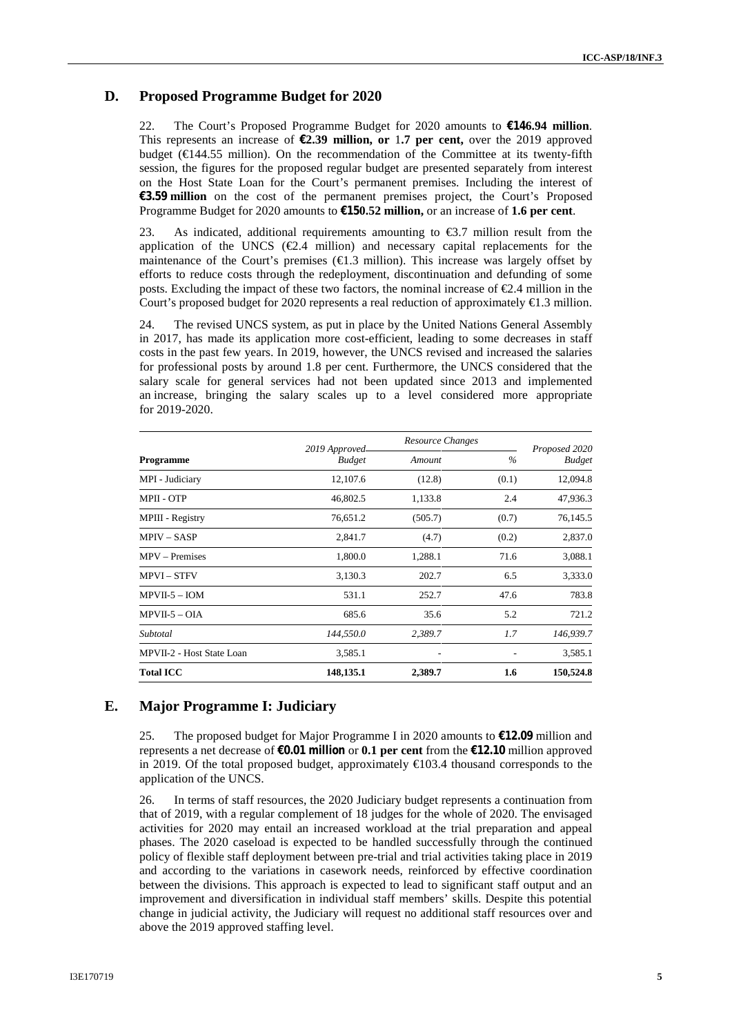## D. Proposed Programme Budget for 2020

22. The Court's Proposed Programme Budget for 2020 amounts to **€146.94 million**. This represents an increase of **€2.39 million, or 1.7 per cent,** over the 2019 approved budget (€144.55 million). On the recommendation of the Committee at its twenty-fifth session, the figures for the proposed regular budget are presented separately from interest on the Host State Loan for the Court's permanent premises. Including the interest of **€3.59 million** on the cost of the permanent premises project, the Court's Proposed Programme Budget for 2020 amounts to **€150.52 million,** or an increase of **1.6 per cent**.

23. As indicated, additional requirements amounting to €3.7 million result from the application of the UNCS (€2.4 million) and necessary capital replacements for the maintenance of the Court's premises (€1.3 million). This increase was largely offset by efforts to reduce costs through the redeployment, discontinuation and defunding of some posts. Excluding the impact of these two factors, the nominal increase of €2.4 million in the Court's proposed budget for 2020 represents a real reduction of approximately €1.3 million.

24. The revised UNCS system, as put in place by the United Nations General Assembly in 2017, has made its application more cost-efficient, leading to some decreases in staff costs in the past few years. In 2019, however, the UNCS revised and increased the salaries for professional posts by around 1.8 per cent. Furthermore, the UNCS considered that the salary scale for general services had not been updated since 2013 and implemented an increase, bringing the salary scales up to a level considered more appropriate for 2019-2020.

| Programme | *2019 Approved Budget* | *Resource Changes* | | *Proposed 2020 Budget* |
|---|---|---|---|---|
| | | *Amount* | *%* | |
| MPI - Judiciary | 12,107.6 | (12.8) | (0.1) | 12,094.8 |
| MPII - OTP | 46,802.5 | 1,133.8 | 2.4 | 47,936.3 |
| MPIII - Registry | 76,651.2 | (505.7) | (0.7) | 76,145.5 |
| MPIV – SASP | 2,841.7 | (4.7) | (0.2) | 2,837.0 |
| MPV – Premises | 1,800.0 | 1,288.1 | 71.6 | 3,088.1 |
| MPVI – STFV | 3,130.3 | 202.7 | 6.5 | 3,333.0 |
| MPVII-5 – IOM | 531.1 | 252.7 | 47.6 | 783.8 |
| MPVII-5 – OIA | 685.6 | 35.6 | 5.2 | 721.2 |
| *Subtotal* | *144,550.0* | *2,389.7* | *1.7* | *146,939.7* |
| MPVII-2 - Host State Loan | 3,585.1 | - | - | 3,585.1 |
| **Total ICC** | **148,135.1** | **2,389.7** | **1.6** | **150,524.8** |

## E. Major Programme I: Judiciary

25. The proposed budget for Major Programme I in 2020 amounts to **€12.09** million and represents a net decrease of **€0.01 million** or **0.1 per cent** from the **€12.10** million approved in 2019. Of the total proposed budget, approximately €103.4 thousand corresponds to the application of the UNCS.

26. In terms of staff resources, the 2020 Judiciary budget represents a continuation from that of 2019, with a regular complement of 18 judges for the whole of 2020. The envisaged activities for 2020 may entail an increased workload at the trial preparation and appeal phases. The 2020 caseload is expected to be handled successfully through the continued policy of flexible staff deployment between pre-trial and trial activities taking place in 2019 and according to the variations in casework needs, reinforced by effective coordination between the divisions. This approach is expected to lead to significant staff output and an improvement and diversification in individual staff members' skills. Despite this potential change in judicial activity, the Judiciary will request no additional staff resources over and above the 2019 approved staffing level.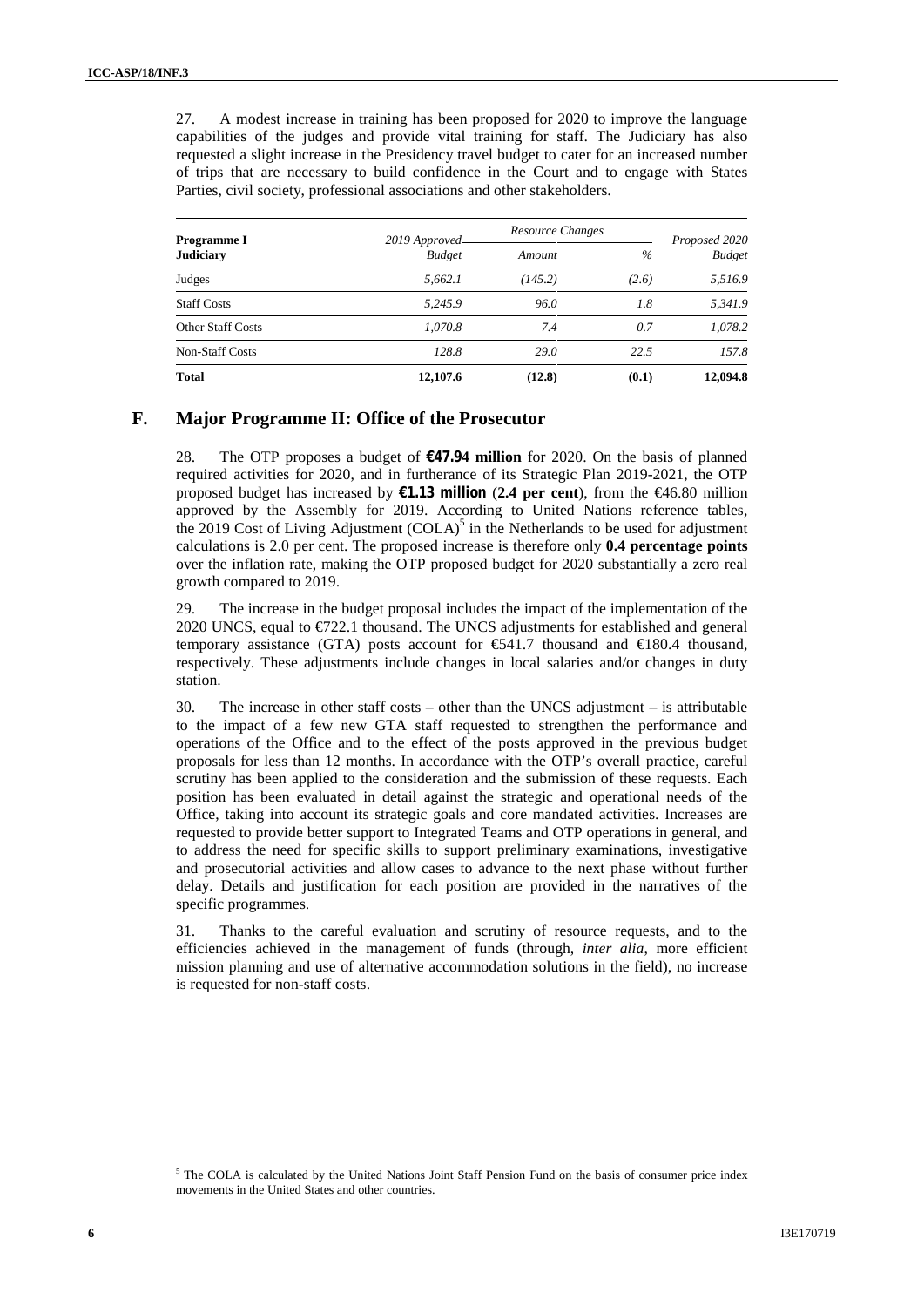27. A modest increase in training has been proposed for 2020 to improve the language capabilities of the judges and provide vital training for staff. The Judiciary has also requested a slight increase in the Presidency travel budget to cater for an increased number of trips that are necessary to build confidence in the Court and to engage with States Parties, civil society, professional associations and other stakeholders.

| Programme I Judiciary | 2019 Approved Budget | Resource Changes | | Proposed 2020 Budget |
|---|---|---|---|---|
| | | *Amount* | *%* | |
| Judges | *5,662.1* | *(145.2)* | *(2.6)* | *5,516.9* |
| Staff Costs | *5,245.9* | *96.0* | *1.8* | *5,341.9* |
| Other Staff Costs | *1,070.8* | *7.4* | *0.7* | *1,078.2* |
| Non-Staff Costs | *128.8* | *29.0* | *22.5* | *157.8* |
| **Total** | **12,107.6** | **(12.8)** | **(0.1)** | **12,094.8** |

## F. Major Programme II: Office of the Prosecutor

28. The OTP proposes a budget of **€47.94 million** for 2020. On the basis of planned required activities for 2020, and in furtherance of its Strategic Plan 2019-2021, the OTP proposed budget has increased by **€1.13 million** (**2.4 per cent**), from the €46.80 million approved by the Assembly for 2019. According to United Nations reference tables, the 2019 Cost of Living Adjustment (COLA)[5] in the Netherlands to be used for adjustment calculations is 2.0 per cent. The proposed increase is therefore only **0.4 percentage points** over the inflation rate, making the OTP proposed budget for 2020 substantially a zero real growth compared to 2019.

29. The increase in the budget proposal includes the impact of the implementation of the 2020 UNCS, equal to €722.1 thousand. The UNCS adjustments for established and general temporary assistance (GTA) posts account for €541.7 thousand and €180.4 thousand, respectively. These adjustments include changes in local salaries and/or changes in duty station.

30. The increase in other staff costs – other than the UNCS adjustment – is attributable to the impact of a few new GTA staff requested to strengthen the performance and operations of the Office and to the effect of the posts approved in the previous budget proposals for less than 12 months. In accordance with the OTP's overall practice, careful scrutiny has been applied to the consideration and the submission of these requests. Each position has been evaluated in detail against the strategic and operational needs of the Office, taking into account its strategic goals and core mandated activities. Increases are requested to provide better support to Integrated Teams and OTP operations in general, and to address the need for specific skills to support preliminary examinations, investigative and prosecutorial activities and allow cases to advance to the next phase without further delay. Details and justification for each position are provided in the narratives of the specific programmes.

31. Thanks to the careful evaluation and scrutiny of resource requests, and to the efficiencies achieved in the management of funds (through, *inter alia*, more efficient mission planning and use of alternative accommodation solutions in the field), no increase is requested for non-staff costs.

[5] The COLA is calculated by the United Nations Joint Staff Pension Fund on the basis of consumer price index movements in the United States and other countries.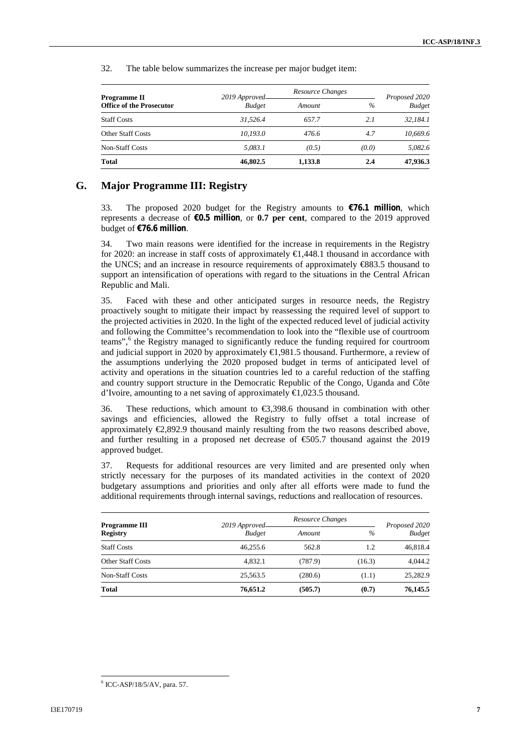32. The table below summarizes the increase per major budget item:

| Programme II<br>Office of the Prosecutor | 2019 Approved Budget | Resource Changes | | Proposed 2020 Budget |
|---|---|---|---|---|
| | | Amount | % | |
| Staff Costs | 31,526.4 | 657.7 | 2.1 | 32,184.1 |
| Other Staff Costs | 10,193.0 | 476.6 | 4.7 | 10,669.6 |
| Non-Staff Costs | 5,083.1 | (0.5) | (0.0) | 5,082.6 |
| **Total** | **46,802.5** | **1,133.8** | **2.4** | **47,936.3** |

## G. Major Programme III: Registry

33. The proposed 2020 budget for the Registry amounts to **€76.1 million**, which represents a decrease of **€0.5 million**, or **0.7 per cent**, compared to the 2019 approved budget of **€76.6 million**.

34. Two main reasons were identified for the increase in requirements in the Registry for 2020: an increase in staff costs of approximately €1,448.1 thousand in accordance with the UNCS; and an increase in resource requirements of approximately €883.5 thousand to support an intensification of operations with regard to the situations in the Central African Republic and Mali.

35. Faced with these and other anticipated surges in resource needs, the Registry proactively sought to mitigate their impact by reassessing the required level of support to the projected activities in 2020. In the light of the expected reduced level of judicial activity and following the Committee's recommendation to look into the "flexible use of courtroom teams",[6] the Registry managed to significantly reduce the funding required for courtroom and judicial support in 2020 by approximately €1,981.5 thousand. Furthermore, a review of the assumptions underlying the 2020 proposed budget in terms of anticipated level of activity and operations in the situation countries led to a careful reduction of the staffing and country support structure in the Democratic Republic of the Congo, Uganda and Côte d'Ivoire, amounting to a net saving of approximately €1,023.5 thousand.

36. These reductions, which amount to €3,398.6 thousand in combination with other savings and efficiencies, allowed the Registry to fully offset a total increase of approximately €2,892.9 thousand mainly resulting from the two reasons described above, and further resulting in a proposed net decrease of €505.7 thousand against the 2019 approved budget.

37. Requests for additional resources are very limited and are presented only when strictly necessary for the purposes of its mandated activities in the context of 2020 budgetary assumptions and priorities and only after all efforts were made to fund the additional requirements through internal savings, reductions and reallocation of resources.

| Programme III<br>Registry | 2019 Approved Budget | Resource Changes | | Proposed 2020 Budget |
|---|---|---|---|---|
| | | Amount | % | |
| Staff Costs | 46,255.6 | 562.8 | 1.2 | 46,818.4 |
| Other Staff Costs | 4,832.1 | (787.9) | (16.3) | 4,044.2 |
| Non-Staff Costs | 25,563.5 | (280.6) | (1.1) | 25,282.9 |
| **Total** | **76,651.2** | **(505.7)** | **(0.7)** | **76,145.5** |

[6] ICC-ASP/18/5/AV, para. 57.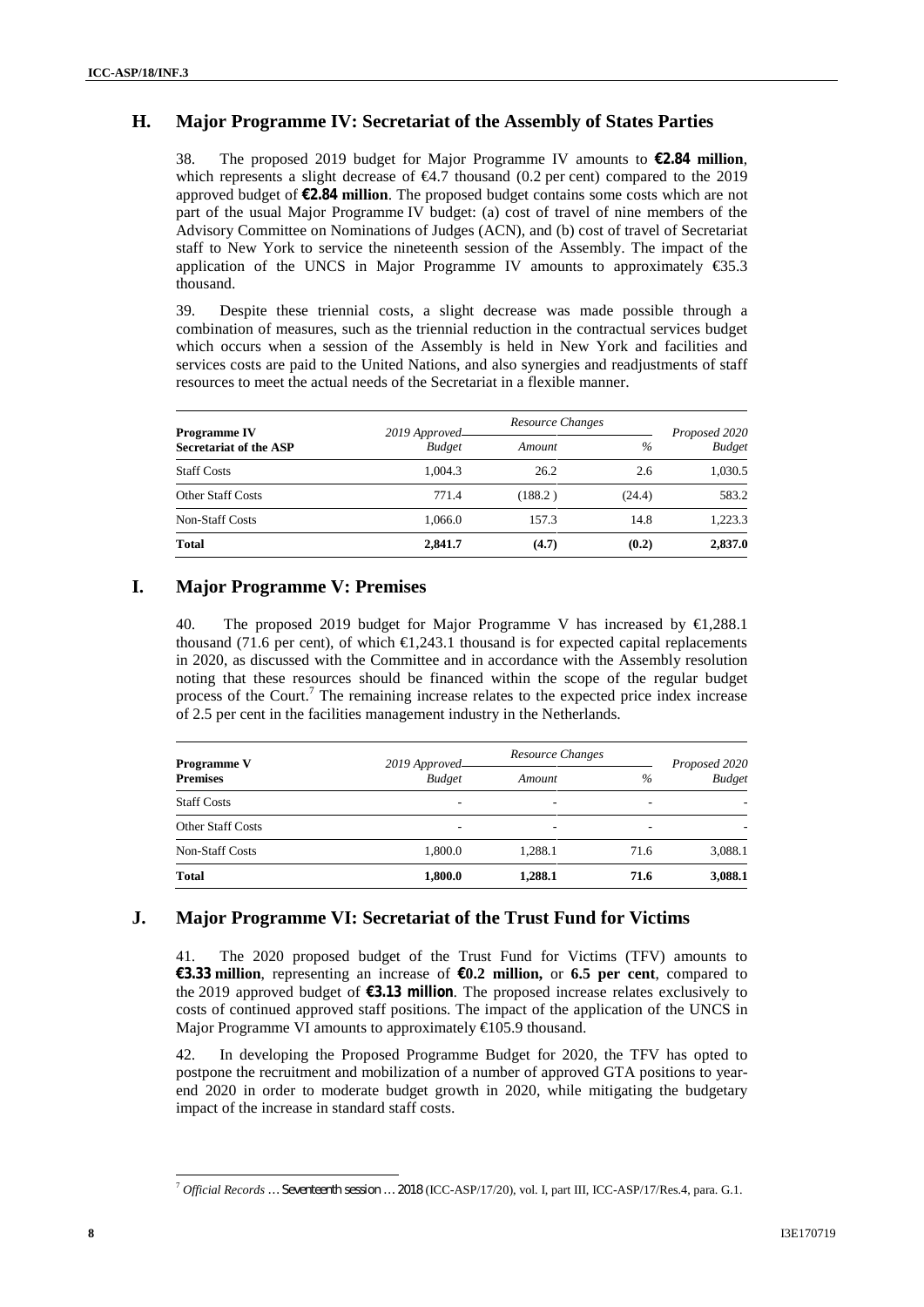## H. Major Programme IV: Secretariat of the Assembly of States Parties

38. The proposed 2019 budget for Major Programme IV amounts to **€2.84 million**, which represents a slight decrease of €4.7 thousand (0.2 per cent) compared to the 2019 approved budget of **€2.84 million**. The proposed budget contains some costs which are not part of the usual Major Programme IV budget: (a) cost of travel of nine members of the Advisory Committee on Nominations of Judges (ACN), and (b) cost of travel of Secretariat staff to New York to service the nineteenth session of the Assembly. The impact of the application of the UNCS in Major Programme IV amounts to approximately €35.3 thousand.

39. Despite these triennial costs, a slight decrease was made possible through a combination of measures, such as the triennial reduction in the contractual services budget which occurs when a session of the Assembly is held in New York and facilities and services costs are paid to the United Nations, and also synergies and readjustments of staff resources to meet the actual needs of the Secretariat in a flexible manner.

| Programme IV<br>Secretariat of the ASP | 2019 Approved<br>*Budget* | *Resource Changes* | | Proposed 2020<br>*Budget* |
|---|---|---|---|---|
| | | *Amount* | *%* | |
| Staff Costs | 1,004.3 | 26.2 | 2.6 | 1,030.5 |
| Other Staff Costs | 771.4 | (188.2 ) | (24.4) | 583.2 |
| Non-Staff Costs | 1,066.0 | 157.3 | 14.8 | 1,223.3 |
| **Total** | **2,841.7** | **(4.7)** | **(0.2)** | **2,837.0** |

## I. Major Programme V: Premises

40. The proposed 2019 budget for Major Programme V has increased by €1,288.1 thousand (71.6 per cent), of which €1,243.1 thousand is for expected capital replacements in 2020, as discussed with the Committee and in accordance with the Assembly resolution noting that these resources should be financed within the scope of the regular budget process of the Court.[7] The remaining increase relates to the expected price index increase of 2.5 per cent in the facilities management industry in the Netherlands.

| Programme V<br>Premises | 2019 Approved<br>*Budget* | *Resource Changes* | | Proposed 2020<br>*Budget* |
|---|---|---|---|---|
| | | *Amount* | *%* | |
| Staff Costs | - | - | - | - |
| Other Staff Costs | - | - | - | - |
| Non-Staff Costs | 1,800.0 | 1,288.1 | 71.6 | 3,088.1 |
| **Total** | **1,800.0** | **1,288.1** | **71.6** | **3,088.1** |

## J. Major Programme VI: Secretariat of the Trust Fund for Victims

41. The 2020 proposed budget of the Trust Fund for Victims (TFV) amounts to **€3.33 million**, representing an increase of **€0.2 million,** or **6.5 per cent**, compared to the 2019 approved budget of **€3.13 million**. The proposed increase relates exclusively to costs of continued approved staff positions. The impact of the application of the UNCS in Major Programme VI amounts to approximately €105.9 thousand.

42. In developing the Proposed Programme Budget for 2020, the TFV has opted to postpone the recruitment and mobilization of a number of approved GTA positions to year-end 2020 in order to moderate budget growth in 2020, while mitigating the budgetary impact of the increase in standard staff costs.

[7] *Official Records … Seventeenth session … 2018* (ICC-ASP/17/20), vol. I, part III, ICC-ASP/17/Res.4, para. G.1.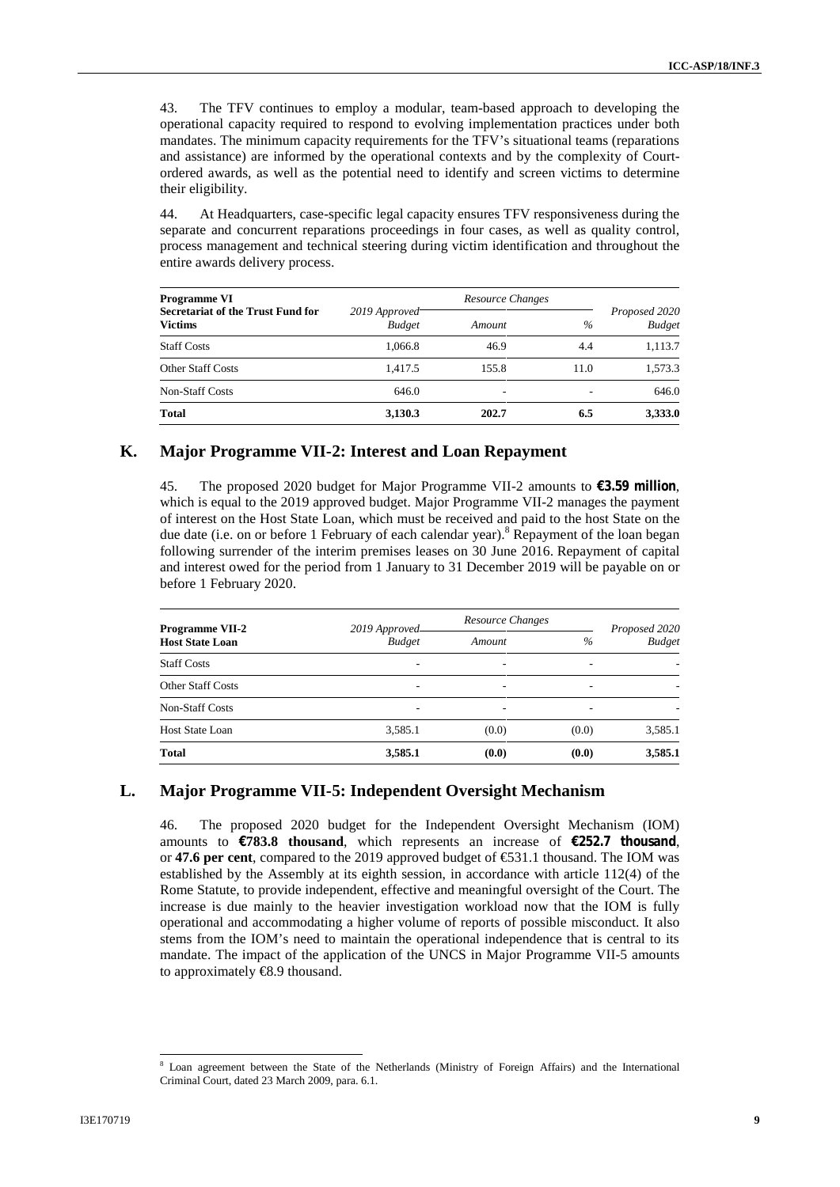43. The TFV continues to employ a modular, team-based approach to developing the operational capacity required to respond to evolving implementation practices under both mandates. The minimum capacity requirements for the TFV's situational teams (reparations and assistance) are informed by the operational contexts and by the complexity of Court-ordered awards, as well as the potential need to identify and screen victims to determine their eligibility.

44. At Headquarters, case-specific legal capacity ensures TFV responsiveness during the separate and concurrent reparations proceedings in four cases, as well as quality control, process management and technical steering during victim identification and throughout the entire awards delivery process.

| **Programme VI** **Secretariat of the Trust Fund for Victims** | *2019 Approved Budget* | *Resource Changes* | | *Proposed 2020 Budget* |
|---|---|---|---|---|
| | | *Amount* | *%* | |
| Staff Costs | 1,066.8 | 46.9 | 4.4 | 1,113.7 |
| Other Staff Costs | 1,417.5 | 155.8 | 11.0 | 1,573.3 |
| Non-Staff Costs | 646.0 | - | - | 646.0 |
| **Total** | **3,130.3** | **202.7** | **6.5** | **3,333.0** |

## K. Major Programme VII-2: Interest and Loan Repayment

45. The proposed 2020 budget for Major Programme VII-2 amounts to **€3.59 million**, which is equal to the 2019 approved budget. Major Programme VII-2 manages the payment of interest on the Host State Loan, which must be received and paid to the host State on the due date (i.e. on or before 1 February of each calendar year).[8] Repayment of the loan began following surrender of the interim premises leases on 30 June 2016. Repayment of capital and interest owed for the period from 1 January to 31 December 2019 will be payable on or before 1 February 2020.

| **Programme VII-2** **Host State Loan** | *2019 Approved Budget* | *Resource Changes* | | *Proposed 2020 Budget* |
|---|---|---|---|---|
| | | *Amount* | *%* | |
| Staff Costs | - | - | - | - |
| Other Staff Costs | - | - | - | - |
| Non-Staff Costs | - | - | - | - |
| Host State Loan | 3,585.1 | (0.0) | (0.0) | 3,585.1 |
| **Total** | **3,585.1** | **(0.0)** | **(0.0)** | **3,585.1** |

## L. Major Programme VII-5: Independent Oversight Mechanism

46. The proposed 2020 budget for the Independent Oversight Mechanism (IOM) amounts to **€783.8 thousand**, which represents an increase of **€252.7 thousand**, or **47.6 per cent**, compared to the 2019 approved budget of €531.1 thousand. The IOM was established by the Assembly at its eighth session, in accordance with article 112(4) of the Rome Statute, to provide independent, effective and meaningful oversight of the Court. The increase is due mainly to the heavier investigation workload now that the IOM is fully operational and accommodating a higher volume of reports of possible misconduct. It also stems from the IOM's need to maintain the operational independence that is central to its mandate. The impact of the application of the UNCS in Major Programme VII-5 amounts to approximately €8.9 thousand.

---

[8] Loan agreement between the State of the Netherlands (Ministry of Foreign Affairs) and the International Criminal Court, dated 23 March 2009, para. 6.1.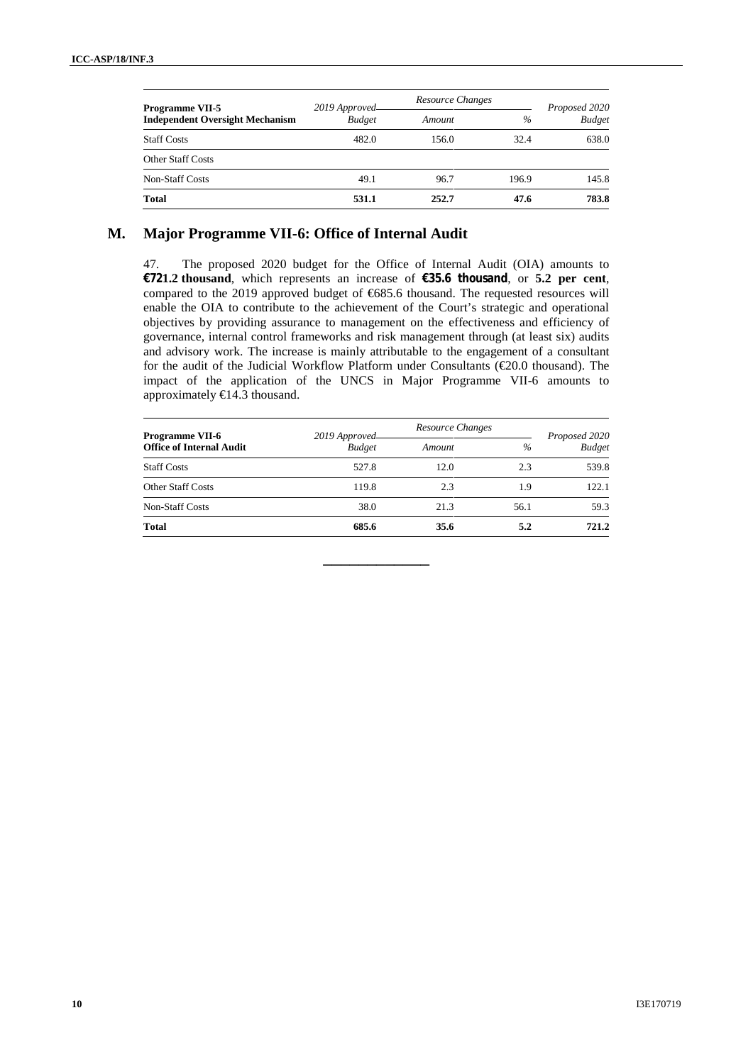| Programme VII-5 Independent Oversight Mechanism | 2019 Approved Budget | Resource Changes | | Proposed 2020 Budget |
|---|---|---|---|---|
| | | Amount | % | |
| Staff Costs | 482.0 | 156.0 | 32.4 | 638.0 |
| Other Staff Costs | | | | |
| Non-Staff Costs | 49.1 | 96.7 | 196.9 | 145.8 |
| **Total** | **531.1** | **252.7** | **47.6** | **783.8** |

## M. Major Programme VII-6: Office of Internal Audit

47. The proposed 2020 budget for the Office of Internal Audit (OIA) amounts to **€721.2 thousand**, which represents an increase of **€35.6 thousand**, or **5.2 per cent**, compared to the 2019 approved budget of €685.6 thousand. The requested resources will enable the OIA to contribute to the achievement of the Court's strategic and operational objectives by providing assurance to management on the effectiveness and efficiency of governance, internal control frameworks and risk management through (at least six) audits and advisory work. The increase is mainly attributable to the engagement of a consultant for the audit of the Judicial Workflow Platform under Consultants (€20.0 thousand). The impact of the application of the UNCS in Major Programme VII-6 amounts to approximately €14.3 thousand.

| Programme VII-6 Office of Internal Audit | 2019 Approved Budget | Resource Changes | | Proposed 2020 Budget |
|---|---|---|---|---|
| | | Amount | % | |
| Staff Costs | 527.8 | 12.0 | 2.3 | 539.8 |
| Other Staff Costs | 119.8 | 2.3 | 1.9 | 122.1 |
| Non-Staff Costs | 38.0 | 21.3 | 56.1 | 59.3 |
| **Total** | **685.6** | **35.6** | **5.2** | **721.2** |

____________